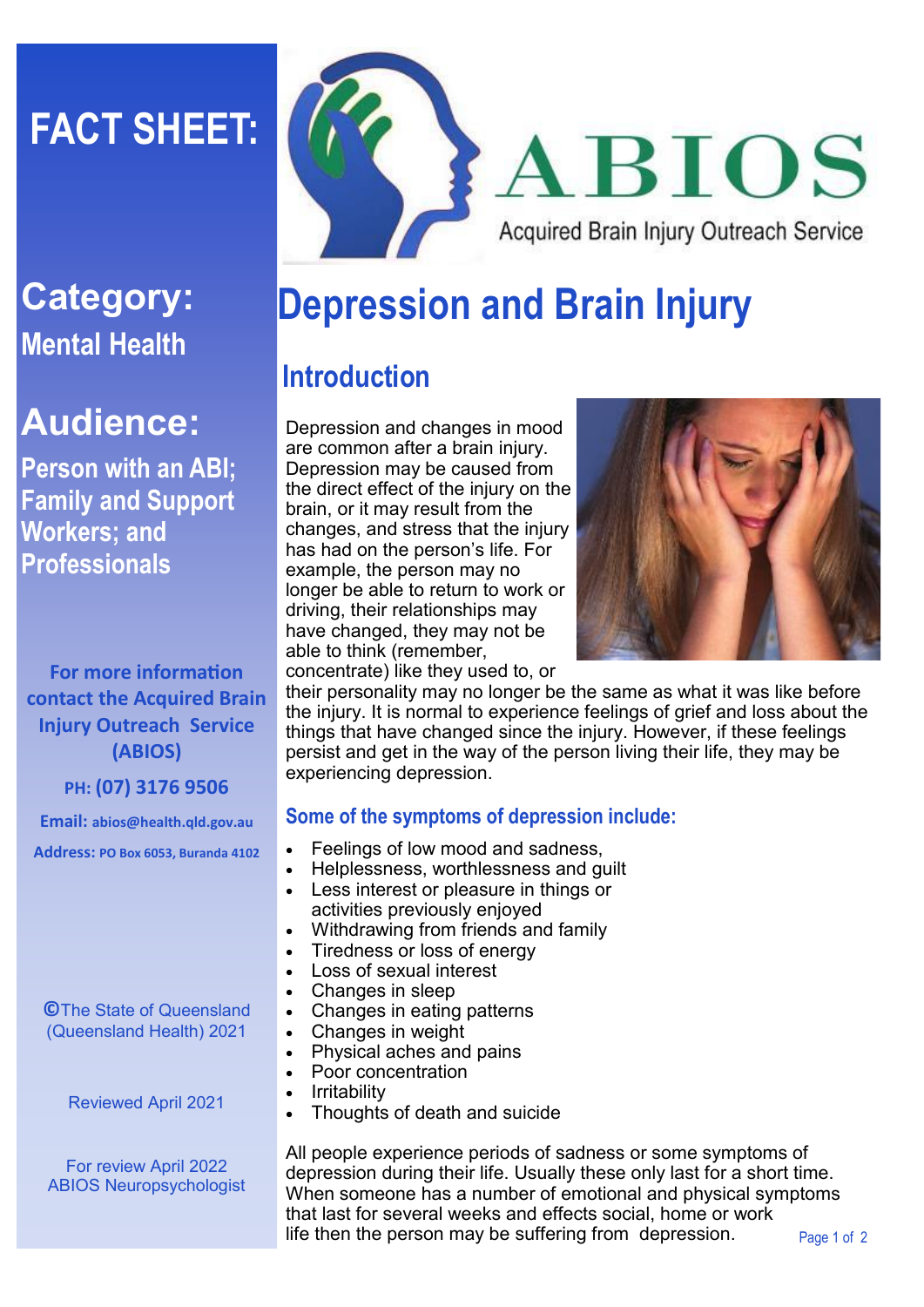# FACT SHEET:

**ABIOS**

Acquired Brain Injury Outreach Service

## Category:

**Mental Health**

## Audience:

**Person with an ABI; Family and Support Workers; and Professionals**

**For more information contact the Acquired Brain Injury Outreach Service (ABIOS)**

**PH: (07) 3176 9506**

**Email:** abios@health.qld.gov.au

**Address:** PO Box 6053, Buranda 4102

©The State of Queensland (Queensland Health) 2021

Reviewed April 2021

For review April 2022
ABIOS Neuropsychologist

# Depression and Brain Injury

## Introduction

Depression and changes in mood are common after a brain injury. Depression may be caused from the direct effect of the injury on the brain, or it may result from the changes, and stress that the injury has had on the person's life. For example, the person may no longer be able to return to work or driving, their relationships may have changed, they may not be able to think (remember, concentrate) like they used to, or their personality may no longer be the same as what it was like before the injury. It is normal to experience feelings of grief and loss about the things that have changed since the injury. However, if these feelings persist and get in the way of the person living their life, they may be experiencing depression.

### Some of the symptoms of depression include:

- Feelings of low mood and sadness,
- Helplessness, worthlessness and guilt
- Less interest or pleasure in things or activities previously enjoyed
- Withdrawing from friends and family
- Tiredness or loss of energy
- Loss of sexual interest
- Changes in sleep
- Changes in eating patterns
- Changes in weight
- Physical aches and pains
- Poor concentration
- Irritability
- Thoughts of death and suicide

All people experience periods of sadness or some symptoms of depression during their life. Usually these only last for a short time. When someone has a number of emotional and physical symptoms that last for several weeks and effects social, home or work life then the person may be suffering from depression.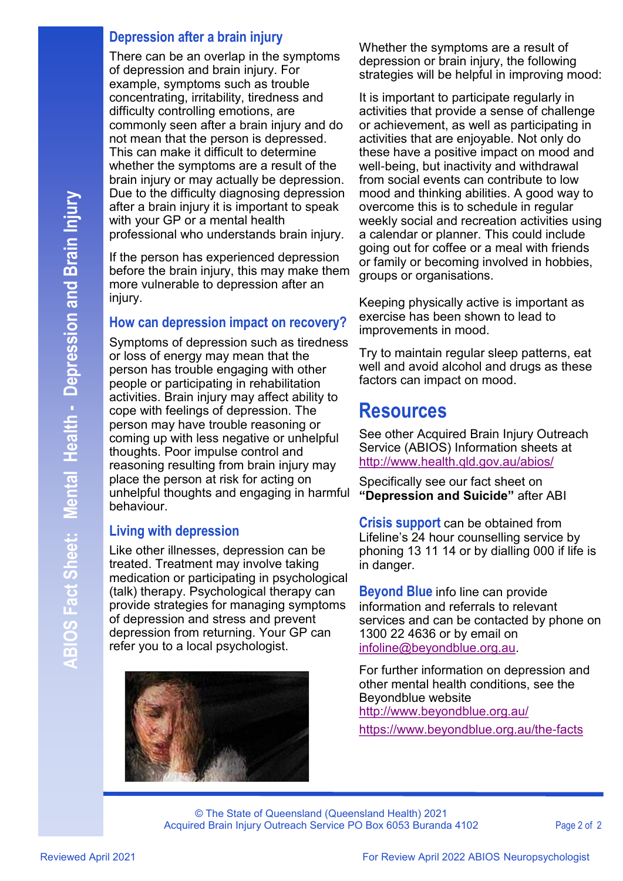## Depression after a brain injury

There can be an overlap in the symptoms of depression and brain injury. For example, symptoms such as trouble concentrating, irritability, tiredness and difficulty controlling emotions, are commonly seen after a brain injury and do not mean that the person is depressed. This can make it difficult to determine whether the symptoms are a result of the brain injury or may actually be depression. Due to the difficulty diagnosing depression after a brain injury it is important to speak with your GP or a mental health professional who understands brain injury.

If the person has experienced depression before the brain injury, this may make them more vulnerable to depression after an injury.

## How can depression impact on recovery?

Symptoms of depression such as tiredness or loss of energy may mean that the person has trouble engaging with other people or participating in rehabilitation activities. Brain injury may affect ability to cope with feelings of depression. The person may have trouble reasoning or coming up with less negative or unhelpful thoughts. Poor impulse control and reasoning resulting from brain injury may place the person at risk for acting on unhelpful thoughts and engaging in harmful behaviour.

## Living with depression

Like other illnesses, depression can be treated. Treatment may involve taking medication or participating in psychological (talk) therapy. Psychological therapy can provide strategies for managing symptoms of depression and stress and prevent depression from returning. Your GP can refer you to a local psychologist.

Whether the symptoms are a result of depression or brain injury, the following strategies will be helpful in improving mood:

It is important to participate regularly in activities that provide a sense of challenge or achievement, as well as participating in activities that are enjoyable. Not only do these have a positive impact on mood and well-being, but inactivity and withdrawal from social events can contribute to low mood and thinking abilities. A good way to overcome this is to schedule in regular weekly social and recreation activities using a calendar or planner. This could include going out for coffee or a meal with friends or family or becoming involved in hobbies, groups or organisations.

Keeping physically active is important as exercise has been shown to lead to improvements in mood.

Try to maintain regular sleep patterns, eat well and avoid alcohol and drugs as these factors can impact on mood.

# Resources

See other Acquired Brain Injury Outreach Service (ABIOS) Information sheets at http://www.health.qld.gov.au/abios/

Specifically see our fact sheet on **"Depression and Suicide"** after ABI

**Crisis support** can be obtained from Lifeline's 24 hour counselling service by phoning 13 11 14 or by dialling 000 if life is in danger.

**Beyond Blue** info line can provide information and referrals to relevant services and can be contacted by phone on 1300 22 4636 or by email on infoline@beyondblue.org.au.

For further information on depression and other mental health conditions, see the Beyondblue website
http://www.beyondblue.org.au/
https://www.beyondblue.org.au/the-facts

© The State of Queensland (Queensland Health) 2021
Acquired Brain Injury Outreach Service PO Box 6053 Buranda 4102

Reviewed April 2021

For Review April 2022 ABIOS Neuropsychologist